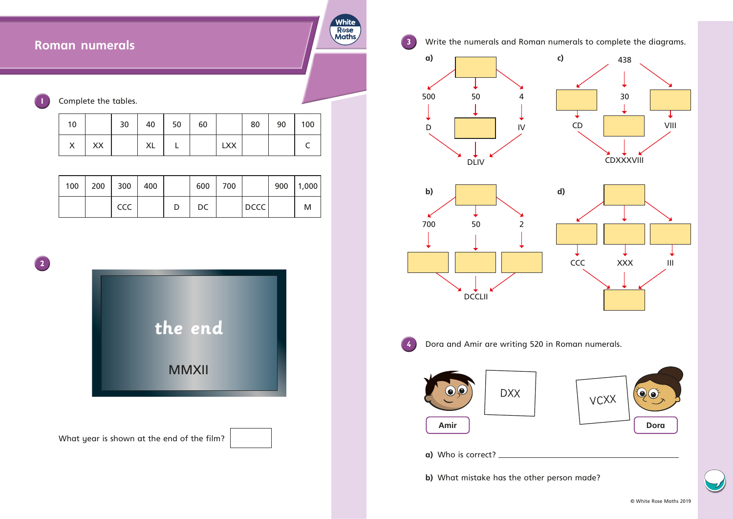# Roman numerals

**1** Complete the tables.

| 10 | | 30 | 40 | 50 | 60 | | 80 | 90 | 100 |
|---|---|---|---|---|---|---|---|---|---|
| X | XX | | XL | L | | LXX | | | C |

| 100 | 200 | 300 | 400 | | 600 | 700 | | 900 | 1,000 |
|---|---|---|---|---|---|---|---|---|---|
| | | CCC | | D | DC | | DCCC | | M |

**2**

the end

MMXII

What year is shown at the end of the film? ____

**3** Write the numerals and Roman numerals to complete the diagrams.

**a)** ____ → 500, 50, 4

500 → D; 50 → ____; 4 → IV

D, ____, IV → DLIV

**b)** ____ → 700, 50, 2

700 → ____; 50 → ____; 2 → ____

→ DCCLII

**c)** 438 → ____, 30, ____

____ → CD; 30 → ____; ____ → VIII

CD, ____, VIII → CDXXXVIII

**d)** ____ → ____, ____, ____

→ CCC, XXX, III

CCC, XXX, III → ____

**4** Dora and Amir are writing 520 in Roman numerals.

Amir: DXX

Dora: VCXX

**a)** Who is correct? ____

**b)** What mistake has the other person made?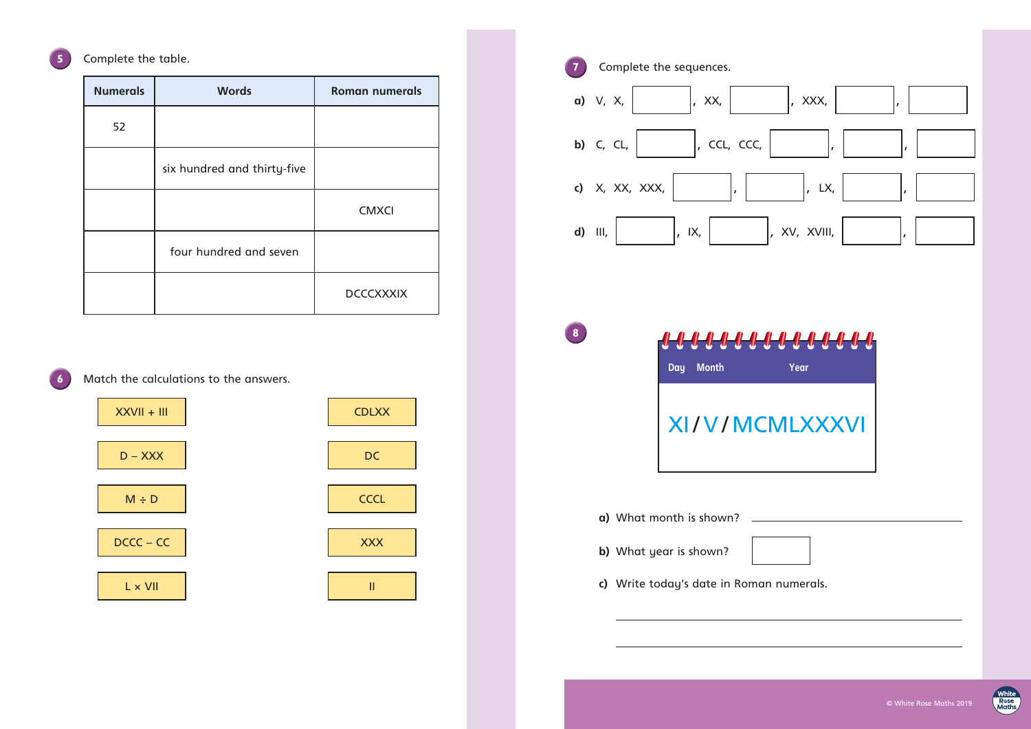**5** Complete the table.

| Numerals | Words | Roman numerals |
|---|---|---|
| 52 | | |
| | six hundred and thirty-five | |
| | | CMXCI |
| | four hundred and seven | |
| | | DCCCXXXIX |

**6** Match the calculations to the answers.

| | |
|---|---|
| XXVII + III | CDLXX |
| D − XXX | DC |
| M ÷ D | CCCL |
| DCCC − CC | XXX |
| L × VII | II |

**7** Complete the sequences.

**a)** V, X, ____, XX, ____, XXX, ____, ____

**b)** C, CL, ____, CCL, CCC, ____, ____, ____

**c)** X, XX, XXX, ____, ____, LX, ____, ____

**d)** III, ____, IX, ____, XV, XVIII, ____, ____

**8**

Day Month Year

XI / V / MCMLXXXVI

**a)** What month is shown? ____________________

**b)** What year is shown? ____

**c)** Write today's date in Roman numerals.

____________________

____________________